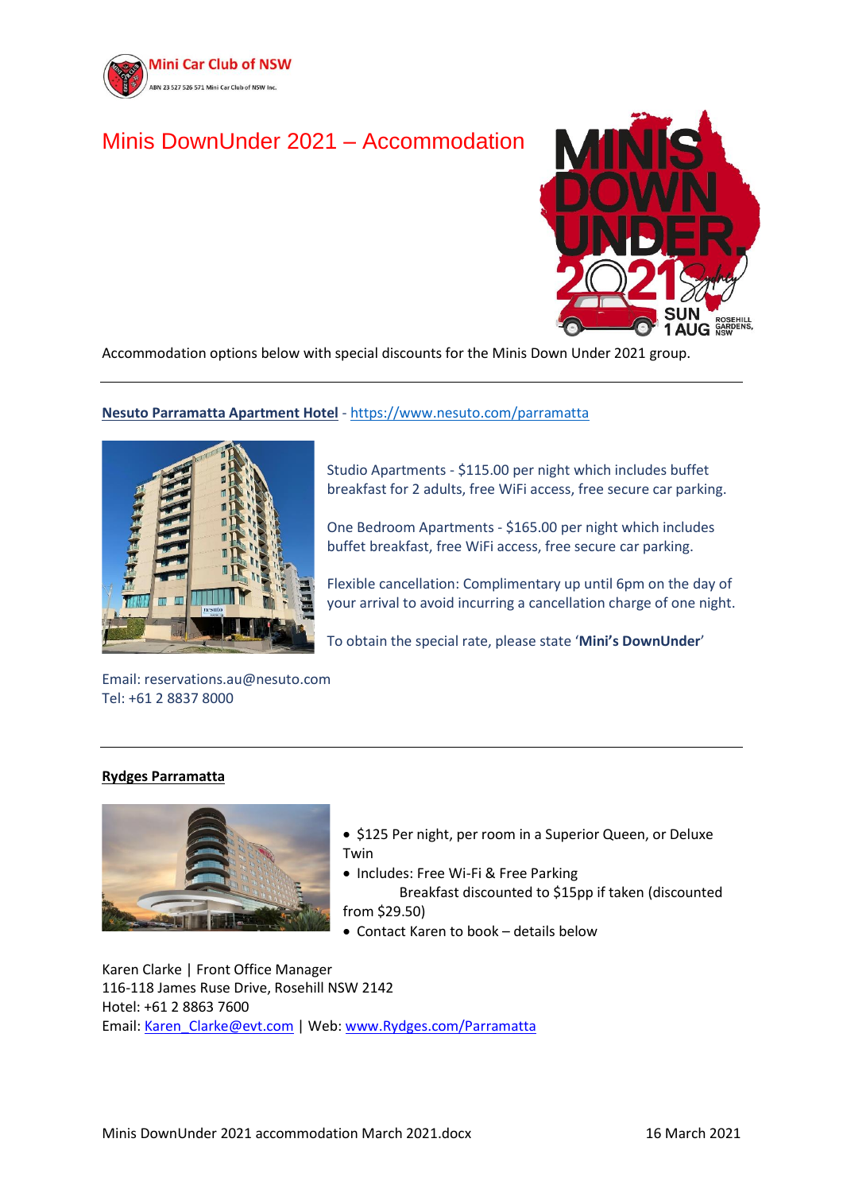Mini Car Club of NSW

ABN 23 527 526 571 Mini Car Club of NSW Inc.

# Minis DownUnder 2021 – Accommodation

Accommodation options below with special discounts for the Minis Down Under 2021 group.

---

## Nesuto Parramatta Apartment Hotel - https://www.nesuto.com/parramatta

Studio Apartments - $115.00 per night which includes buffet breakfast for 2 adults, free WiFi access, free secure car parking.

One Bedroom Apartments - $165.00 per night which includes buffet breakfast, free WiFi access, free secure car parking.

Flexible cancellation: Complimentary up until 6pm on the day of your arrival to avoid incurring a cancellation charge of one night.

To obtain the special rate, please state '**Mini's DownUnder**'

Email: reservations.au@nesuto.com
Tel: +61 2 8837 8000

---

## Rydges Parramatta

- $125 Per night, per room in a Superior Queen, or Deluxe Twin
- Includes: Free Wi-Fi & Free Parking
  Breakfast discounted to $15pp if taken (discounted from $29.50)
- Contact Karen to book – details below

Karen Clarke | Front Office Manager
116-118 James Ruse Drive, Rosehill NSW 2142
Hotel: +61 2 8863 7600
Email: Karen_Clarke@evt.com | Web: www.Rydges.com/Parramatta

Minis DownUnder 2021 accommodation March 2021.docx 16 March 2021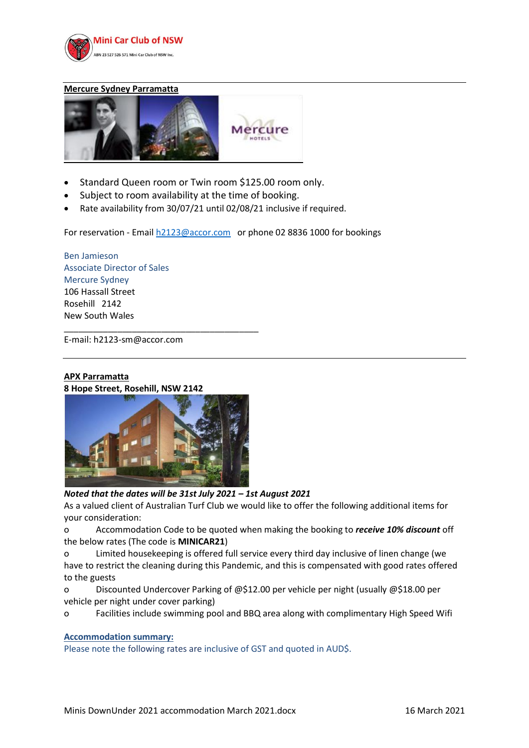**Mercure Sydney Parramatta**

- Standard Queen room or Twin room $125.00 room only.
- Subject to room availability at the time of booking.
- Rate availability from 30/07/21 until 02/08/21 inclusive if required.

For reservation - Email [h2123@accor.com](mailto:h2123@accor.com) or phone 02 8836 1000 for bookings

Ben Jamieson
Associate Director of Sales
Mercure Sydney
106 Hassall Street
Rosehill 2142
New South Wales

\_\_\_\_\_\_\_\_\_\_\_\_\_\_\_\_\_\_\_\_\_\_\_\_\_\_\_\_\_\_\_\_\_\_\_\_\_\_\_\_

E-mail: h2123-sm@accor.com

---

**APX Parramatta**
**8 Hope Street, Rosehill, NSW 2142**

***Noted that the dates will be 31st July 2021 – 1st August 2021***

As a valued client of Australian Turf Club we would like to offer the following additional items for your consideration:

- Accommodation Code to be quoted when making the booking to ***receive 10% discount*** off the below rates (The code is **MINICAR21**)
- Limited housekeeping is offered full service every third day inclusive of linen change (we have to restrict the cleaning during this Pandemic, and this is compensated with good rates offered to the guests
- Discounted Undercover Parking of @$12.00 per vehicle per night (usually @$18.00 per vehicle per night under cover parking)
- Facilities include swimming pool and BBQ area along with complimentary High Speed Wifi

**Accommodation summary:**

Please note the following rates are inclusive of GST and quoted in AUD$.

Minis DownUnder 2021 accommodation March 2021.docx 16 March 2021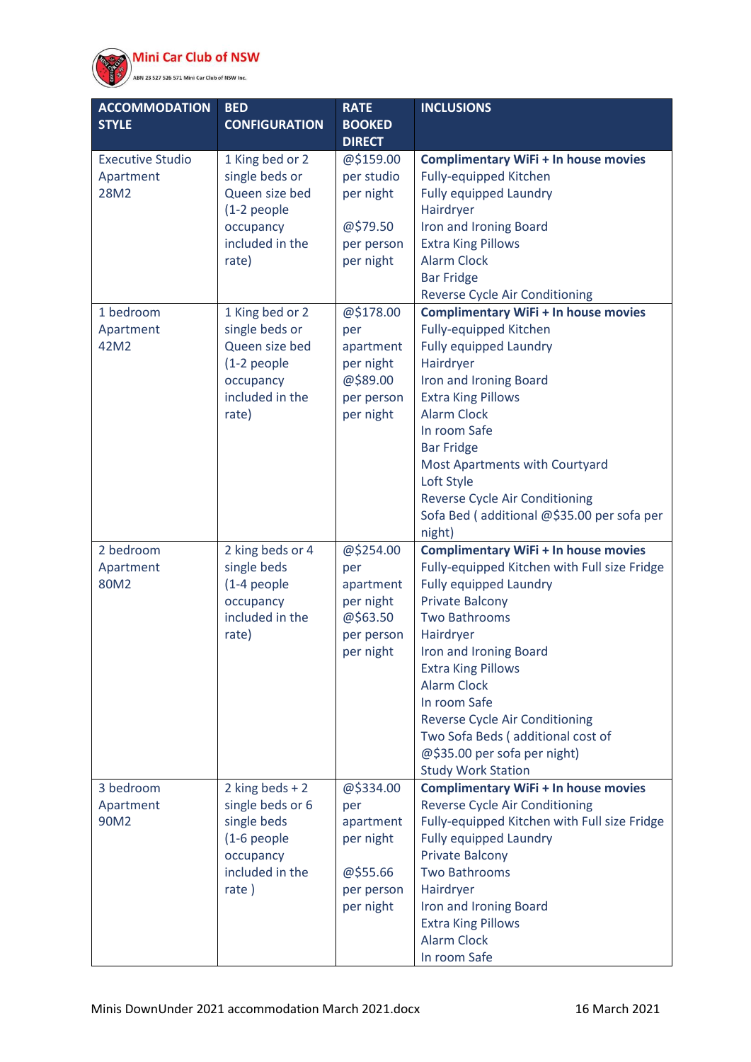**Mini Car Club of NSW**

ABN 23 527 526 571 Mini Car Club of NSW Inc.

| ACCOMMODATION STYLE | BED CONFIGURATION | RATE BOOKED DIRECT | INCLUSIONS |
|---|---|---|---|
| Executive Studio Apartment 28M2 | 1 King bed or 2 single beds or Queen size bed (1-2 people occupancy included in the rate) | @$159.00 per studio per night<br><br>@$79.50 per person per night | **Complimentary WiFi + In house movies**<br>Fully-equipped Kitchen<br>Fully equipped Laundry<br>Hairdryer<br>Iron and Ironing Board<br>Extra King Pillows<br>Alarm Clock<br>Bar Fridge<br>Reverse Cycle Air Conditioning |
| 1 bedroom Apartment 42M2 | 1 King bed or 2 single beds or Queen size bed (1-2 people occupancy included in the rate) | @$178.00 per apartment per night<br>@$89.00 per person per night | **Complimentary WiFi + In house movies**<br>Fully-equipped Kitchen<br>Fully equipped Laundry<br>Hairdryer<br>Iron and Ironing Board<br>Extra King Pillows<br>Alarm Clock<br>In room Safe<br>Bar Fridge<br>Most Apartments with Courtyard<br>Loft Style<br>Reverse Cycle Air Conditioning<br>Sofa Bed ( additional @$35.00 per sofa per night) |
| 2 bedroom Apartment 80M2 | 2 king beds or 4 single beds (1-4 people occupancy included in the rate) | @$254.00 per apartment per night<br>@$63.50 per person per night | **Complimentary WiFi + In house movies**<br>Fully-equipped Kitchen with Full size Fridge<br>Fully equipped Laundry<br>Private Balcony<br>Two Bathrooms<br>Hairdryer<br>Iron and Ironing Board<br>Extra King Pillows<br>Alarm Clock<br>In room Safe<br>Reverse Cycle Air Conditioning<br>Two Sofa Beds ( additional cost of @$35.00 per sofa per night)<br>Study Work Station |
| 3 bedroom Apartment 90M2 | 2 king beds + 2 single beds or 6 single beds (1-6 people occupancy included in the rate ) | @$334.00 per apartment per night<br><br>@$55.66 per person per night | **Complimentary WiFi + In house movies**<br>Reverse Cycle Air Conditioning<br>Fully-equipped Kitchen with Full size Fridge<br>Fully equipped Laundry<br>Private Balcony<br>Two Bathrooms<br>Hairdryer<br>Iron and Ironing Board<br>Extra King Pillows<br>Alarm Clock<br>In room Safe |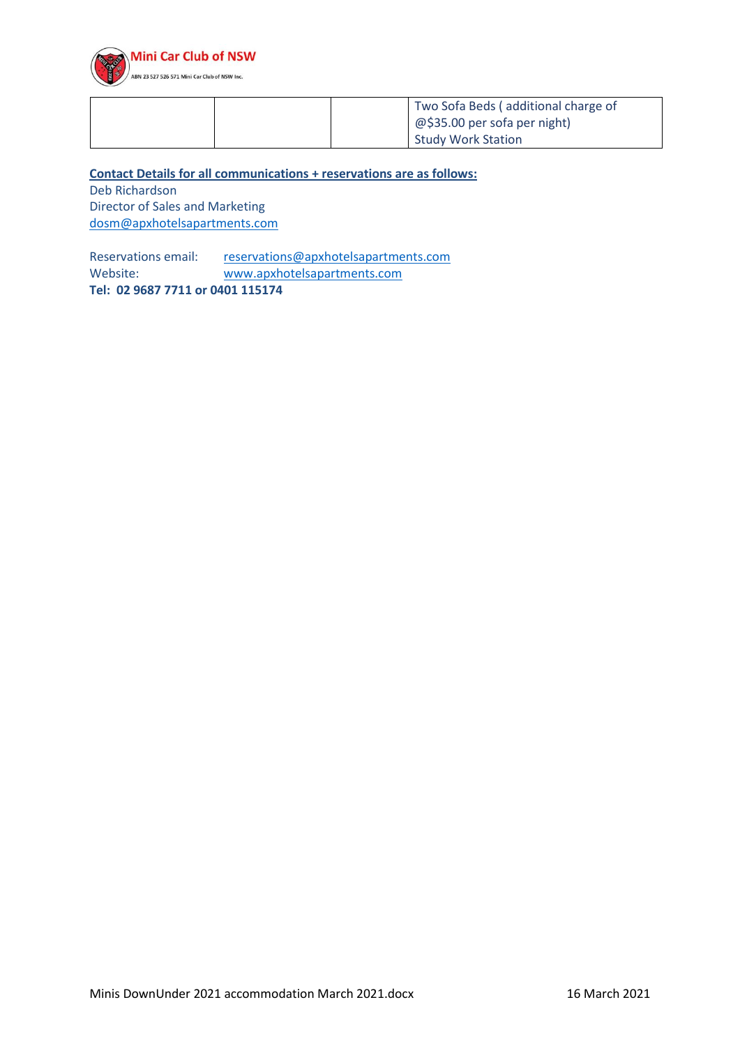| | | | |
|---|---|---|---|
| | | | Two Sofa Beds ( additional charge of @$35.00 per sofa per night)<br>Study Work Station |

**Contact Details for all communications + reservations are as follows:**

Deb Richardson
Director of Sales and Marketing
dosm@apxhotelsapartments.com

Reservations email: reservations@apxhotelsapartments.com
Website: www.apxhotelsapartments.com
**Tel: 02 9687 7711 or 0401 115174**